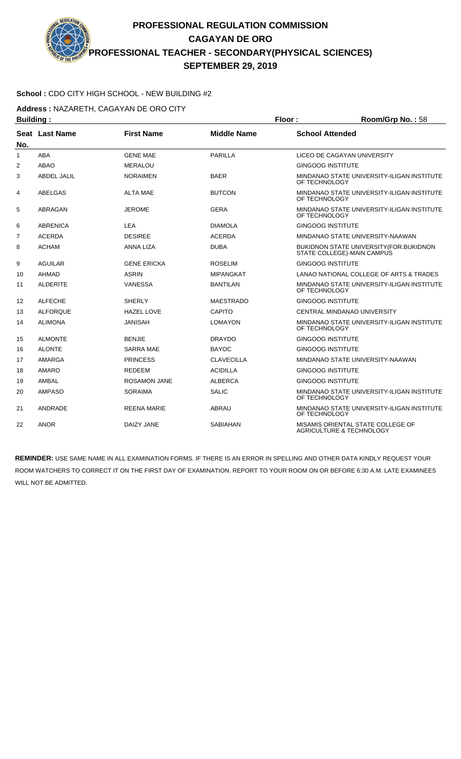# PROFESSIONAL REGULATION COMMISSION
## CAGAYAN DE ORO
## PROFESSIONAL TEACHER - SECONDARY(PHYSICAL SCIENCES)
## SEPTEMBER 29, 2019

**School :** CDO CITY HIGH SCHOOL - NEW BUILDING #2

**Address :** NAZARETH, CAGAYAN DE ORO CITY

**Building :** **Floor :** **Room/Grp No. :** 58

| Seat No. | Last Name | First Name | Middle Name | School Attended |
|---|---|---|---|---|
| 1 | ABA | GENE MAE | PARILLA | LICEO DE CAGAYAN UNIVERSITY |
| 2 | ABAO | MERALOU | | GINGOOG INSTITUTE |
| 3 | ABDEL JALIL | NORAIMEN | BAER | MINDANAO STATE UNIVERSITY-ILIGAN INSTITUTE OF TECHNOLOGY |
| 4 | ABELGAS | ALTA MAE | BUTCON | MINDANAO STATE UNIVERSITY-ILIGAN INSTITUTE OF TECHNOLOGY |
| 5 | ABRAGAN | JEROME | GERA | MINDANAO STATE UNIVERSITY-ILIGAN INSTITUTE OF TECHNOLOGY |
| 6 | ABRENICA | LEA | DIAMOLA | GINGOOG INSTITUTE |
| 7 | ACERDA | DESIREE | ACERDA | MINDANAO STATE UNIVERSITY-NAAWAN |
| 8 | ACHAM | ANNA LIZA | DUBA | BUKIDNON STATE UNIVERSITY(FOR.BUKIDNON STATE COLLEGE)-MAIN CAMPUS |
| 9 | AGUILAR | GENE ERICKA | ROSELIM | GINGOOG INSTITUTE |
| 10 | AHMAD | ASRIN | MIPANGKAT | LANAO NATIONAL COLLEGE OF ARTS & TRADES |
| 11 | ALDERITE | VANESSA | BANTILAN | MINDANAO STATE UNIVERSITY-ILIGAN INSTITUTE OF TECHNOLOGY |
| 12 | ALFECHE | SHERLY | MAESTRADO | GINGOOG INSTITUTE |
| 13 | ALFORQUE | HAZEL LOVE | CAPITO | CENTRAL MINDANAO UNIVERSITY |
| 14 | ALIMONA | JANISAH | LOMAYON | MINDANAO STATE UNIVERSITY-ILIGAN INSTITUTE OF TECHNOLOGY |
| 15 | ALMONTE | BENJIE | DRAYDO | GINGOOG INSTITUTE |
| 16 | ALONTE | SARRA MAE | BAYOC | GINGOOG INSTITUTE |
| 17 | AMARGA | PRINCESS | CLAVECILLA | MINDANAO STATE UNIVERSITY-NAAWAN |
| 18 | AMARO | REDEEM | ACIDILLA | GINGOOG INSTITUTE |
| 19 | AMBAL | ROSAMON JANE | ALBERCA | GINGOOG INSTITUTE |
| 20 | AMPASO | SORAIMA | SALIC | MINDANAO STATE UNIVERSITY-ILIGAN INSTITUTE OF TECHNOLOGY |
| 21 | ANDRADE | REENA MARIE | ABRAU | MINDANAO STATE UNIVERSITY-ILIGAN INSTITUTE OF TECHNOLOGY |
| 22 | ANOR | DAIZY JANE | SABIAHAN | MISAMIS ORIENTAL STATE COLLEGE OF AGRICULTURE & TECHNOLOGY |

**REMINDER:** USE SAME NAME IN ALL EXAMINATION FORMS. IF THERE IS AN ERROR IN SPELLING AND OTHER DATA KINDLY REQUEST YOUR ROOM WATCHERS TO CORRECT IT ON THE FIRST DAY OF EXAMINATION. REPORT TO YOUR ROOM ON OR BEFORE 6:30 A.M. LATE EXAMINEES WILL NOT BE ADMITTED.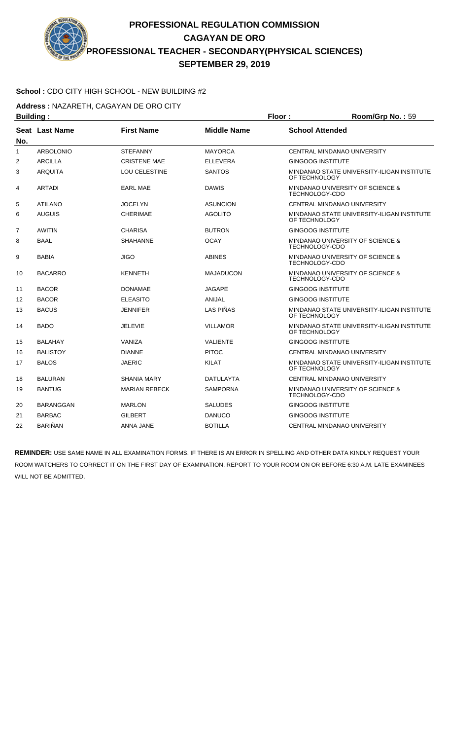# PROFESSIONAL REGULATION COMMISSION
## CAGAYAN DE ORO
## PROFESSIONAL TEACHER - SECONDARY(PHYSICAL SCIENCES)
## SEPTEMBER 29, 2019

**School :** CDO CITY HIGH SCHOOL - NEW BUILDING #2

**Address :** NAZARETH, CAGAYAN DE ORO CITY

**Building :** **Floor :** **Room/Grp No. :** 59

| Seat No. | Last Name | First Name | Middle Name | School Attended |
|---|---|---|---|---|
| 1 | ARBOLONIO | STEFANNY | MAYORCA | CENTRAL MINDANAO UNIVERSITY |
| 2 | ARCILLA | CRISTENE MAE | ELLEVERA | GINGOOG INSTITUTE |
| 3 | ARQUITA | LOU CELESTINE | SANTOS | MINDANAO STATE UNIVERSITY-ILIGAN INSTITUTE OF TECHNOLOGY |
| 4 | ARTADI | EARL MAE | DAWIS | MINDANAO UNIVERSITY OF SCIENCE & TECHNOLOGY-CDO |
| 5 | ATILANO | JOCELYN | ASUNCION | CENTRAL MINDANAO UNIVERSITY |
| 6 | AUGUIS | CHERIMAE | AGOLITO | MINDANAO STATE UNIVERSITY-ILIGAN INSTITUTE OF TECHNOLOGY |
| 7 | AWITIN | CHARISA | BUTRON | GINGOOG INSTITUTE |
| 8 | BAAL | SHAHANNE | OCAY | MINDANAO UNIVERSITY OF SCIENCE & TECHNOLOGY-CDO |
| 9 | BABIA | JIGO | ABINES | MINDANAO UNIVERSITY OF SCIENCE & TECHNOLOGY-CDO |
| 10 | BACARRO | KENNETH | MAJADUCON | MINDANAO UNIVERSITY OF SCIENCE & TECHNOLOGY-CDO |
| 11 | BACOR | DONAMAE | JAGAPE | GINGOOG INSTITUTE |
| 12 | BACOR | ELEASITO | ANIJAL | GINGOOG INSTITUTE |
| 13 | BACUS | JENNIFER | LAS PIÑAS | MINDANAO STATE UNIVERSITY-ILIGAN INSTITUTE OF TECHNOLOGY |
| 14 | BADO | JELEVIE | VILLAMOR | MINDANAO STATE UNIVERSITY-ILIGAN INSTITUTE OF TECHNOLOGY |
| 15 | BALAHAY | VANIZA | VALIENTE | GINGOOG INSTITUTE |
| 16 | BALISTOY | DIANNE | PITOC | CENTRAL MINDANAO UNIVERSITY |
| 17 | BALOS | JAERIC | KILAT | MINDANAO STATE UNIVERSITY-ILIGAN INSTITUTE OF TECHNOLOGY |
| 18 | BALURAN | SHANIA MARY | DATULAYTA | CENTRAL MINDANAO UNIVERSITY |
| 19 | BANTUG | MARIAN REBECK | SAMPORNA | MINDANAO UNIVERSITY OF SCIENCE & TECHNOLOGY-CDO |
| 20 | BARANGGAN | MARLON | SALUDES | GINGOOG INSTITUTE |
| 21 | BARBAC | GILBERT | DANUCO | GINGOOG INSTITUTE |
| 22 | BARIÑAN | ANNA JANE | BOTILLA | CENTRAL MINDANAO UNIVERSITY |

**REMINDER:** USE SAME NAME IN ALL EXAMINATION FORMS. IF THERE IS AN ERROR IN SPELLING AND OTHER DATA KINDLY REQUEST YOUR ROOM WATCHERS TO CORRECT IT ON THE FIRST DAY OF EXAMINATION. REPORT TO YOUR ROOM ON OR BEFORE 6:30 A.M. LATE EXAMINEES WILL NOT BE ADMITTED.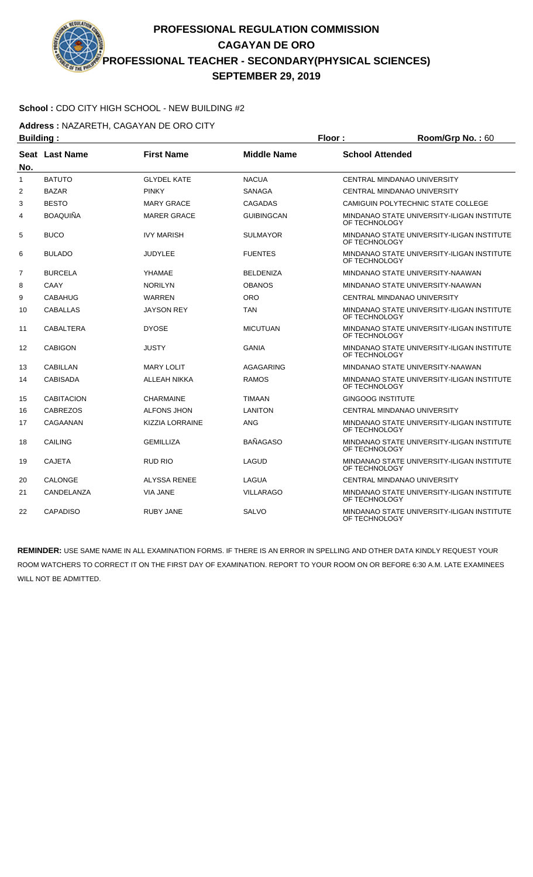# PROFESSIONAL REGULATION COMMISSION
## CAGAYAN DE ORO
## PROFESSIONAL TEACHER - SECONDARY(PHYSICAL SCIENCES)
## SEPTEMBER 29, 2019

**School :** CDO CITY HIGH SCHOOL - NEW BUILDING #2

**Address :** NAZARETH, CAGAYAN DE ORO CITY

**Building :** **Floor :** **Room/Grp No. :** 60

| Seat No. | Last Name | First Name | Middle Name | School Attended |
|---|---|---|---|---|
| 1 | BATUTO | GLYDEL KATE | NACUA | CENTRAL MINDANAO UNIVERSITY |
| 2 | BAZAR | PINKY | SANAGA | CENTRAL MINDANAO UNIVERSITY |
| 3 | BESTO | MARY GRACE | CAGADAS | CAMIGUIN POLYTECHNIC STATE COLLEGE |
| 4 | BOAQUIÑA | MARER GRACE | GUIBINGCAN | MINDANAO STATE UNIVERSITY-ILIGAN INSTITUTE OF TECHNOLOGY |
| 5 | BUCO | IVY MARISH | SULMAYOR | MINDANAO STATE UNIVERSITY-ILIGAN INSTITUTE OF TECHNOLOGY |
| 6 | BULADO | JUDYLEE | FUENTES | MINDANAO STATE UNIVERSITY-ILIGAN INSTITUTE OF TECHNOLOGY |
| 7 | BURCELA | YHAMAE | BELDENIZA | MINDANAO STATE UNIVERSITY-NAAWAN |
| 8 | CAAY | NORILYN | OBANOS | MINDANAO STATE UNIVERSITY-NAAWAN |
| 9 | CABAHUG | WARREN | ORO | CENTRAL MINDANAO UNIVERSITY |
| 10 | CABALLAS | JAYSON REY | TAN | MINDANAO STATE UNIVERSITY-ILIGAN INSTITUTE OF TECHNOLOGY |
| 11 | CABALTERA | DYOSE | MICUTUAN | MINDANAO STATE UNIVERSITY-ILIGAN INSTITUTE OF TECHNOLOGY |
| 12 | CABIGON | JUSTY | GANIA | MINDANAO STATE UNIVERSITY-ILIGAN INSTITUTE OF TECHNOLOGY |
| 13 | CABILLAN | MARY LOLIT | AGAGARING | MINDANAO STATE UNIVERSITY-NAAWAN |
| 14 | CABISADA | ALLEAH NIKKA | RAMOS | MINDANAO STATE UNIVERSITY-ILIGAN INSTITUTE OF TECHNOLOGY |
| 15 | CABITACION | CHARMAINE | TIMAAN | GINGOOG INSTITUTE |
| 16 | CABREZOS | ALFONS JHON | LANITON | CENTRAL MINDANAO UNIVERSITY |
| 17 | CAGAANAN | KIZZIA LORRAINE | ANG | MINDANAO STATE UNIVERSITY-ILIGAN INSTITUTE OF TECHNOLOGY |
| 18 | CAILING | GEMILLIZA | BAÑAGASO | MINDANAO STATE UNIVERSITY-ILIGAN INSTITUTE OF TECHNOLOGY |
| 19 | CAJETA | RUD RIO | LAGUD | MINDANAO STATE UNIVERSITY-ILIGAN INSTITUTE OF TECHNOLOGY |
| 20 | CALONGE | ALYSSA RENEE | LAGUA | CENTRAL MINDANAO UNIVERSITY |
| 21 | CANDELANZA | VIA JANE | VILLARAGO | MINDANAO STATE UNIVERSITY-ILIGAN INSTITUTE OF TECHNOLOGY |
| 22 | CAPADISO | RUBY JANE | SALVO | MINDANAO STATE UNIVERSITY-ILIGAN INSTITUTE OF TECHNOLOGY |

**REMINDER:** USE SAME NAME IN ALL EXAMINATION FORMS. IF THERE IS AN ERROR IN SPELLING AND OTHER DATA KINDLY REQUEST YOUR ROOM WATCHERS TO CORRECT IT ON THE FIRST DAY OF EXAMINATION. REPORT TO YOUR ROOM ON OR BEFORE 6:30 A.M. LATE EXAMINEES WILL NOT BE ADMITTED.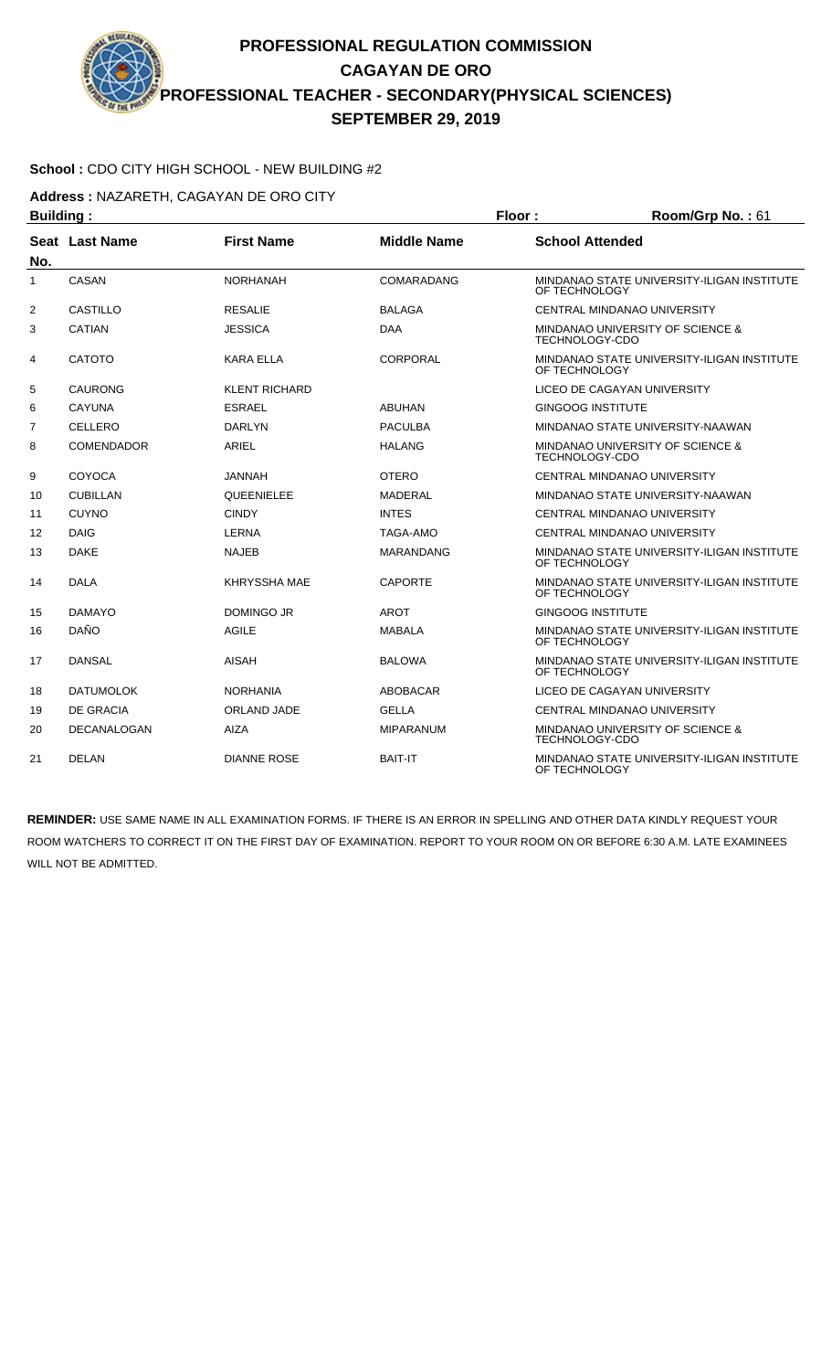# PROFESSIONAL REGULATION COMMISSION
## CAGAYAN DE ORO
## PROFESSIONAL TEACHER - SECONDARY(PHYSICAL SCIENCES)
## SEPTEMBER 29, 2019

**School :** CDO CITY HIGH SCHOOL - NEW BUILDING #2

**Address :** NAZARETH, CAGAYAN DE ORO CITY

**Building :** **Floor :** **Room/Grp No. :** 61

| Seat No. | Last Name | First Name | Middle Name | School Attended |
|---|---|---|---|---|
| 1 | CASAN | NORHANAH | COMARADANG | MINDANAO STATE UNIVERSITY-ILIGAN INSTITUTE OF TECHNOLOGY |
| 2 | CASTILLO | RESALIE | BALAGA | CENTRAL MINDANAO UNIVERSITY |
| 3 | CATIAN | JESSICA | DAA | MINDANAO UNIVERSITY OF SCIENCE & TECHNOLOGY-CDO |
| 4 | CATOTO | KARA ELLA | CORPORAL | MINDANAO STATE UNIVERSITY-ILIGAN INSTITUTE OF TECHNOLOGY |
| 5 | CAURONG | KLENT RICHARD | | LICEO DE CAGAYAN UNIVERSITY |
| 6 | CAYUNA | ESRAEL | ABUHAN | GINGOOG INSTITUTE |
| 7 | CELLERO | DARLYN | PACULBA | MINDANAO STATE UNIVERSITY-NAAWAN |
| 8 | COMENDADOR | ARIEL | HALANG | MINDANAO UNIVERSITY OF SCIENCE & TECHNOLOGY-CDO |
| 9 | COYOCA | JANNAH | OTERO | CENTRAL MINDANAO UNIVERSITY |
| 10 | CUBILLAN | QUEENIELEE | MADERAL | MINDANAO STATE UNIVERSITY-NAAWAN |
| 11 | CUYNO | CINDY | INTES | CENTRAL MINDANAO UNIVERSITY |
| 12 | DAIG | LERNA | TAGA-AMO | CENTRAL MINDANAO UNIVERSITY |
| 13 | DAKE | NAJEB | MARANDANG | MINDANAO STATE UNIVERSITY-ILIGAN INSTITUTE OF TECHNOLOGY |
| 14 | DALA | KHRYSSHA MAE | CAPORTE | MINDANAO STATE UNIVERSITY-ILIGAN INSTITUTE OF TECHNOLOGY |
| 15 | DAMAYO | DOMINGO JR | AROT | GINGOOG INSTITUTE |
| 16 | DAÑO | AGILE | MABALA | MINDANAO STATE UNIVERSITY-ILIGAN INSTITUTE OF TECHNOLOGY |
| 17 | DANSAL | AISAH | BALOWA | MINDANAO STATE UNIVERSITY-ILIGAN INSTITUTE OF TECHNOLOGY |
| 18 | DATUMOLOK | NORHANIA | ABOBACAR | LICEO DE CAGAYAN UNIVERSITY |
| 19 | DE GRACIA | ORLAND JADE | GELLA | CENTRAL MINDANAO UNIVERSITY |
| 20 | DECANALOGAN | AIZA | MIPARANUM | MINDANAO UNIVERSITY OF SCIENCE & TECHNOLOGY-CDO |
| 21 | DELAN | DIANNE ROSE | BAIT-IT | MINDANAO STATE UNIVERSITY-ILIGAN INSTITUTE OF TECHNOLOGY |

**REMINDER:** USE SAME NAME IN ALL EXAMINATION FORMS. IF THERE IS AN ERROR IN SPELLING AND OTHER DATA KINDLY REQUEST YOUR ROOM WATCHERS TO CORRECT IT ON THE FIRST DAY OF EXAMINATION. REPORT TO YOUR ROOM ON OR BEFORE 6:30 A.M. LATE EXAMINEES WILL NOT BE ADMITTED.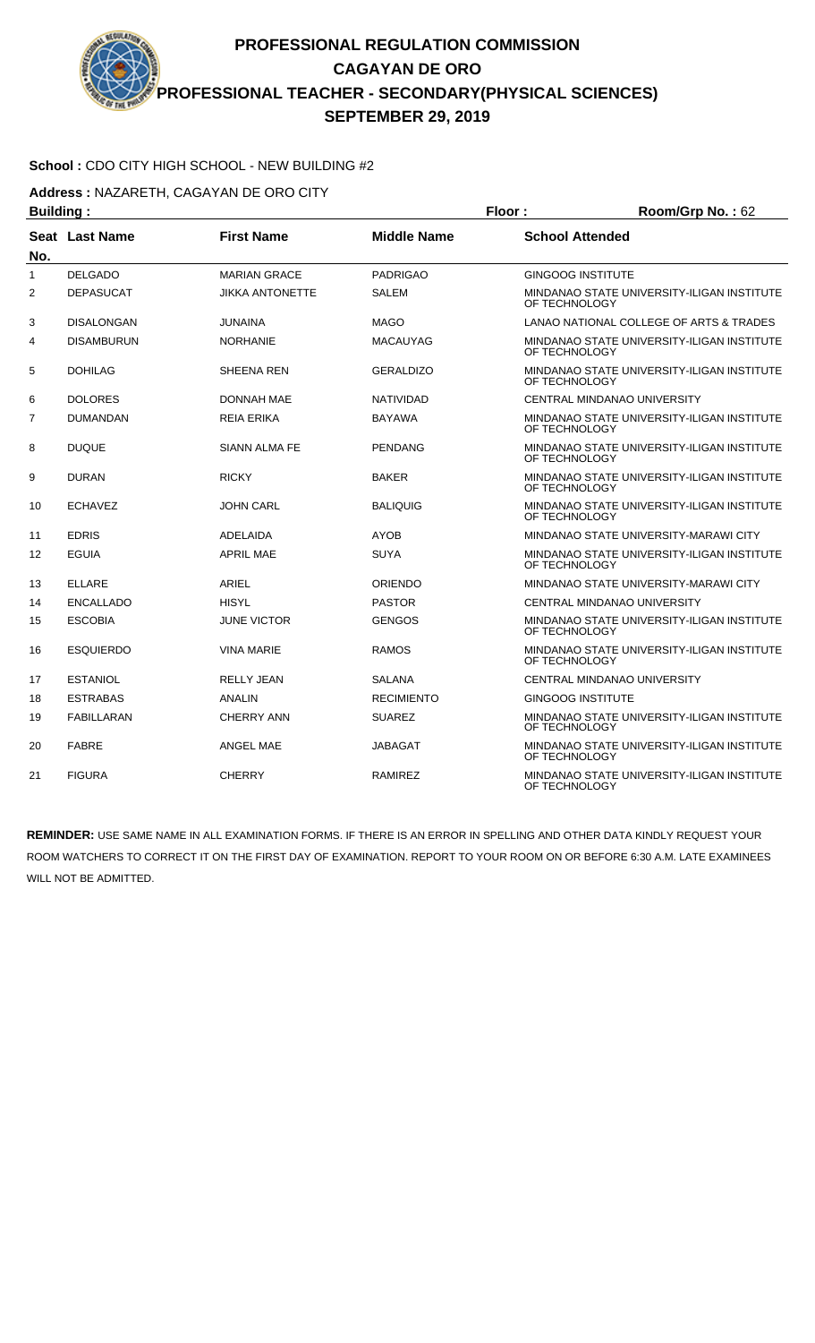# PROFESSIONAL REGULATION COMMISSION
## CAGAYAN DE ORO
## PROFESSIONAL TEACHER - SECONDARY(PHYSICAL SCIENCES)
## SEPTEMBER 29, 2019

**School :** CDO CITY HIGH SCHOOL - NEW BUILDING #2

**Address :** NAZARETH, CAGAYAN DE ORO CITY

**Building :** **Floor :** **Room/Grp No. :** 62

| Seat No. | Last Name | First Name | Middle Name | School Attended |
|---|---|---|---|---|
| 1 | DELGADO | MARIAN GRACE | PADRIGAO | GINGOOG INSTITUTE |
| 2 | DEPASUCAT | JIKKA ANTONETTE | SALEM | MINDANAO STATE UNIVERSITY-ILIGAN INSTITUTE OF TECHNOLOGY |
| 3 | DISALONGAN | JUNAINA | MAGO | LANAO NATIONAL COLLEGE OF ARTS & TRADES |
| 4 | DISAMBURUN | NORHANIE | MACAUYAG | MINDANAO STATE UNIVERSITY-ILIGAN INSTITUTE OF TECHNOLOGY |
| 5 | DOHILAG | SHEENA REN | GERALDIZO | MINDANAO STATE UNIVERSITY-ILIGAN INSTITUTE OF TECHNOLOGY |
| 6 | DOLORES | DONNAH MAE | NATIVIDAD | CENTRAL MINDANAO UNIVERSITY |
| 7 | DUMANDAN | REIA ERIKA | BAYAWA | MINDANAO STATE UNIVERSITY-ILIGAN INSTITUTE OF TECHNOLOGY |
| 8 | DUQUE | SIANN ALMA FE | PENDANG | MINDANAO STATE UNIVERSITY-ILIGAN INSTITUTE OF TECHNOLOGY |
| 9 | DURAN | RICKY | BAKER | MINDANAO STATE UNIVERSITY-ILIGAN INSTITUTE OF TECHNOLOGY |
| 10 | ECHAVEZ | JOHN CARL | BALIQUIG | MINDANAO STATE UNIVERSITY-ILIGAN INSTITUTE OF TECHNOLOGY |
| 11 | EDRIS | ADELAIDA | AYOB | MINDANAO STATE UNIVERSITY-MARAWI CITY |
| 12 | EGUIA | APRIL MAE | SUYA | MINDANAO STATE UNIVERSITY-ILIGAN INSTITUTE OF TECHNOLOGY |
| 13 | ELLARE | ARIEL | ORIENDO | MINDANAO STATE UNIVERSITY-MARAWI CITY |
| 14 | ENCALLADO | HISYL | PASTOR | CENTRAL MINDANAO UNIVERSITY |
| 15 | ESCOBIA | JUNE VICTOR | GENGOS | MINDANAO STATE UNIVERSITY-ILIGAN INSTITUTE OF TECHNOLOGY |
| 16 | ESQUIERDO | VINA MARIE | RAMOS | MINDANAO STATE UNIVERSITY-ILIGAN INSTITUTE OF TECHNOLOGY |
| 17 | ESTANIOL | RELLY JEAN | SALANA | CENTRAL MINDANAO UNIVERSITY |
| 18 | ESTRABAS | ANALIN | RECIMIENTO | GINGOOG INSTITUTE |
| 19 | FABILLARAN | CHERRY ANN | SUAREZ | MINDANAO STATE UNIVERSITY-ILIGAN INSTITUTE OF TECHNOLOGY |
| 20 | FABRE | ANGEL MAE | JABAGAT | MINDANAO STATE UNIVERSITY-ILIGAN INSTITUTE OF TECHNOLOGY |
| 21 | FIGURA | CHERRY | RAMIREZ | MINDANAO STATE UNIVERSITY-ILIGAN INSTITUTE OF TECHNOLOGY |

**REMINDER:** USE SAME NAME IN ALL EXAMINATION FORMS. IF THERE IS AN ERROR IN SPELLING AND OTHER DATA KINDLY REQUEST YOUR ROOM WATCHERS TO CORRECT IT ON THE FIRST DAY OF EXAMINATION. REPORT TO YOUR ROOM ON OR BEFORE 6:30 A.M. LATE EXAMINEES WILL NOT BE ADMITTED.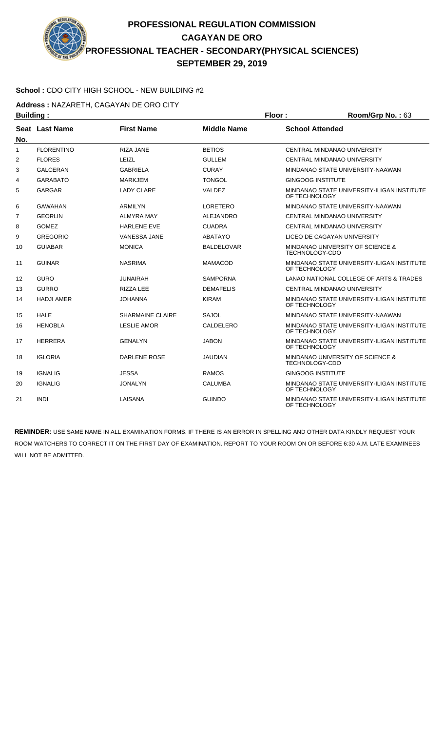# PROFESSIONAL REGULATION COMMISSION
## CAGAYAN DE ORO
## PROFESSIONAL TEACHER - SECONDARY(PHYSICAL SCIENCES)
## SEPTEMBER 29, 2019

**School :** CDO CITY HIGH SCHOOL - NEW BUILDING #2

**Address :** NAZARETH, CAGAYAN DE ORO CITY

**Building :** **Floor :** **Room/Grp No. :** 63

| Seat No. | Last Name | First Name | Middle Name | School Attended |
|---|---|---|---|---|
| 1 | FLORENTINO | RIZA JANE | BETIOS | CENTRAL MINDANAO UNIVERSITY |
| 2 | FLORES | LEIZL | GULLEM | CENTRAL MINDANAO UNIVERSITY |
| 3 | GALCERAN | GABRIELA | CURAY | MINDANAO STATE UNIVERSITY-NAAWAN |
| 4 | GARABATO | MARKJEM | TONGOL | GINGOOG INSTITUTE |
| 5 | GARGAR | LADY CLARE | VALDEZ | MINDANAO STATE UNIVERSITY-ILIGAN INSTITUTE OF TECHNOLOGY |
| 6 | GAWAHAN | ARMILYN | LORETERO | MINDANAO STATE UNIVERSITY-NAAWAN |
| 7 | GEORLIN | ALMYRA MAY | ALEJANDRO | CENTRAL MINDANAO UNIVERSITY |
| 8 | GOMEZ | HARLENE EVE | CUADRA | CENTRAL MINDANAO UNIVERSITY |
| 9 | GREGORIO | VANESSA JANE | ABATAYO | LICEO DE CAGAYAN UNIVERSITY |
| 10 | GUIABAR | MONICA | BALDELOVAR | MINDANAO UNIVERSITY OF SCIENCE & TECHNOLOGY-CDO |
| 11 | GUINAR | NASRIMA | MAMACOD | MINDANAO STATE UNIVERSITY-ILIGAN INSTITUTE OF TECHNOLOGY |
| 12 | GURO | JUNAIRAH | SAMPORNA | LANAO NATIONAL COLLEGE OF ARTS & TRADES |
| 13 | GURRO | RIZZA LEE | DEMAFELIS | CENTRAL MINDANAO UNIVERSITY |
| 14 | HADJI AMER | JOHANNA | KIRAM | MINDANAO STATE UNIVERSITY-ILIGAN INSTITUTE OF TECHNOLOGY |
| 15 | HALE | SHARMAINE CLAIRE | SAJOL | MINDANAO STATE UNIVERSITY-NAAWAN |
| 16 | HENOBLA | LESLIE AMOR | CALDELERO | MINDANAO STATE UNIVERSITY-ILIGAN INSTITUTE OF TECHNOLOGY |
| 17 | HERRERA | GENALYN | JABON | MINDANAO STATE UNIVERSITY-ILIGAN INSTITUTE OF TECHNOLOGY |
| 18 | IGLORIA | DARLENE ROSE | JAUDIAN | MINDANAO UNIVERSITY OF SCIENCE & TECHNOLOGY-CDO |
| 19 | IGNALIG | JESSA | RAMOS | GINGOOG INSTITUTE |
| 20 | IGNALIG | JONALYN | CALUMBA | MINDANAO STATE UNIVERSITY-ILIGAN INSTITUTE OF TECHNOLOGY |
| 21 | INDI | LAISANA | GUINDO | MINDANAO STATE UNIVERSITY-ILIGAN INSTITUTE OF TECHNOLOGY |

**REMINDER:** USE SAME NAME IN ALL EXAMINATION FORMS. IF THERE IS AN ERROR IN SPELLING AND OTHER DATA KINDLY REQUEST YOUR ROOM WATCHERS TO CORRECT IT ON THE FIRST DAY OF EXAMINATION. REPORT TO YOUR ROOM ON OR BEFORE 6:30 A.M. LATE EXAMINEES WILL NOT BE ADMITTED.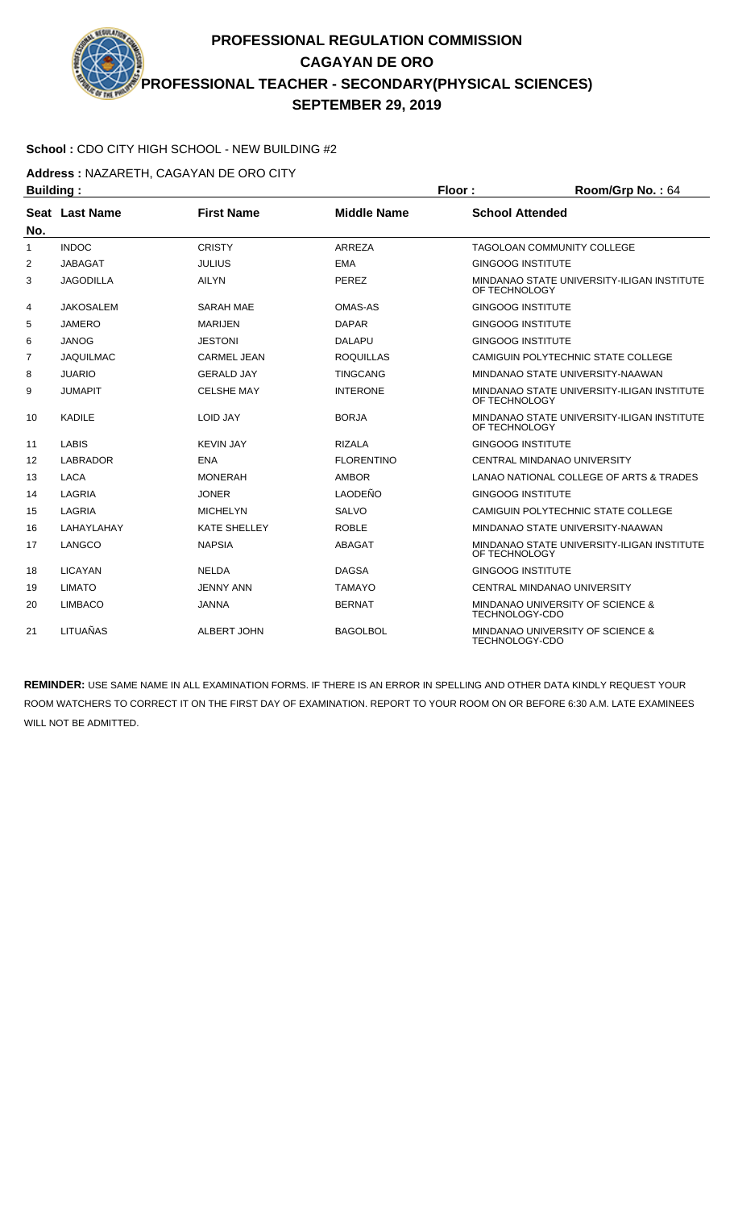# PROFESSIONAL REGULATION COMMISSION
## CAGAYAN DE ORO
## PROFESSIONAL TEACHER - SECONDARY(PHYSICAL SCIENCES)
## SEPTEMBER 29, 2019

**School :** CDO CITY HIGH SCHOOL - NEW BUILDING #2

**Address :** NAZARETH, CAGAYAN DE ORO CITY

**Building :** **Floor :** **Room/Grp No. :** 64

| Seat No. | Last Name | First Name | Middle Name | School Attended |
|---|---|---|---|---|
| 1 | INDOC | CRISTY | ARREZA | TAGOLOAN COMMUNITY COLLEGE |
| 2 | JABAGAT | JULIUS | EMA | GINGOOG INSTITUTE |
| 3 | JAGODILLA | AILYN | PEREZ | MINDANAO STATE UNIVERSITY-ILIGAN INSTITUTE OF TECHNOLOGY |
| 4 | JAKOSALEM | SARAH MAE | OMAS-AS | GINGOOG INSTITUTE |
| 5 | JAMERO | MARIJEN | DAPAR | GINGOOG INSTITUTE |
| 6 | JANOG | JESTONI | DALAPU | GINGOOG INSTITUTE |
| 7 | JAQUILMAC | CARMEL JEAN | ROQUILLAS | CAMIGUIN POLYTECHNIC STATE COLLEGE |
| 8 | JUARIO | GERALD JAY | TINGCANG | MINDANAO STATE UNIVERSITY-NAAWAN |
| 9 | JUMAPIT | CELSHE MAY | INTERONE | MINDANAO STATE UNIVERSITY-ILIGAN INSTITUTE OF TECHNOLOGY |
| 10 | KADILE | LOID JAY | BORJA | MINDANAO STATE UNIVERSITY-ILIGAN INSTITUTE OF TECHNOLOGY |
| 11 | LABIS | KEVIN JAY | RIZALA | GINGOOG INSTITUTE |
| 12 | LABRADOR | ENA | FLORENTINO | CENTRAL MINDANAO UNIVERSITY |
| 13 | LACA | MONERAH | AMBOR | LANAO NATIONAL COLLEGE OF ARTS & TRADES |
| 14 | LAGRIA | JONER | LAODEÑO | GINGOOG INSTITUTE |
| 15 | LAGRIA | MICHELYN | SALVO | CAMIGUIN POLYTECHNIC STATE COLLEGE |
| 16 | LAHAYLAHAY | KATE SHELLEY | ROBLE | MINDANAO STATE UNIVERSITY-NAAWAN |
| 17 | LANGCO | NAPSIA | ABAGAT | MINDANAO STATE UNIVERSITY-ILIGAN INSTITUTE OF TECHNOLOGY |
| 18 | LICAYAN | NELDA | DAGSA | GINGOOG INSTITUTE |
| 19 | LIMATO | JENNY ANN | TAMAYO | CENTRAL MINDANAO UNIVERSITY |
| 20 | LIMBACO | JANNA | BERNAT | MINDANAO UNIVERSITY OF SCIENCE & TECHNOLOGY-CDO |
| 21 | LITUAÑAS | ALBERT JOHN | BAGOLBOL | MINDANAO UNIVERSITY OF SCIENCE & TECHNOLOGY-CDO |

**REMINDER:** USE SAME NAME IN ALL EXAMINATION FORMS. IF THERE IS AN ERROR IN SPELLING AND OTHER DATA KINDLY REQUEST YOUR ROOM WATCHERS TO CORRECT IT ON THE FIRST DAY OF EXAMINATION. REPORT TO YOUR ROOM ON OR BEFORE 6:30 A.M. LATE EXAMINEES WILL NOT BE ADMITTED.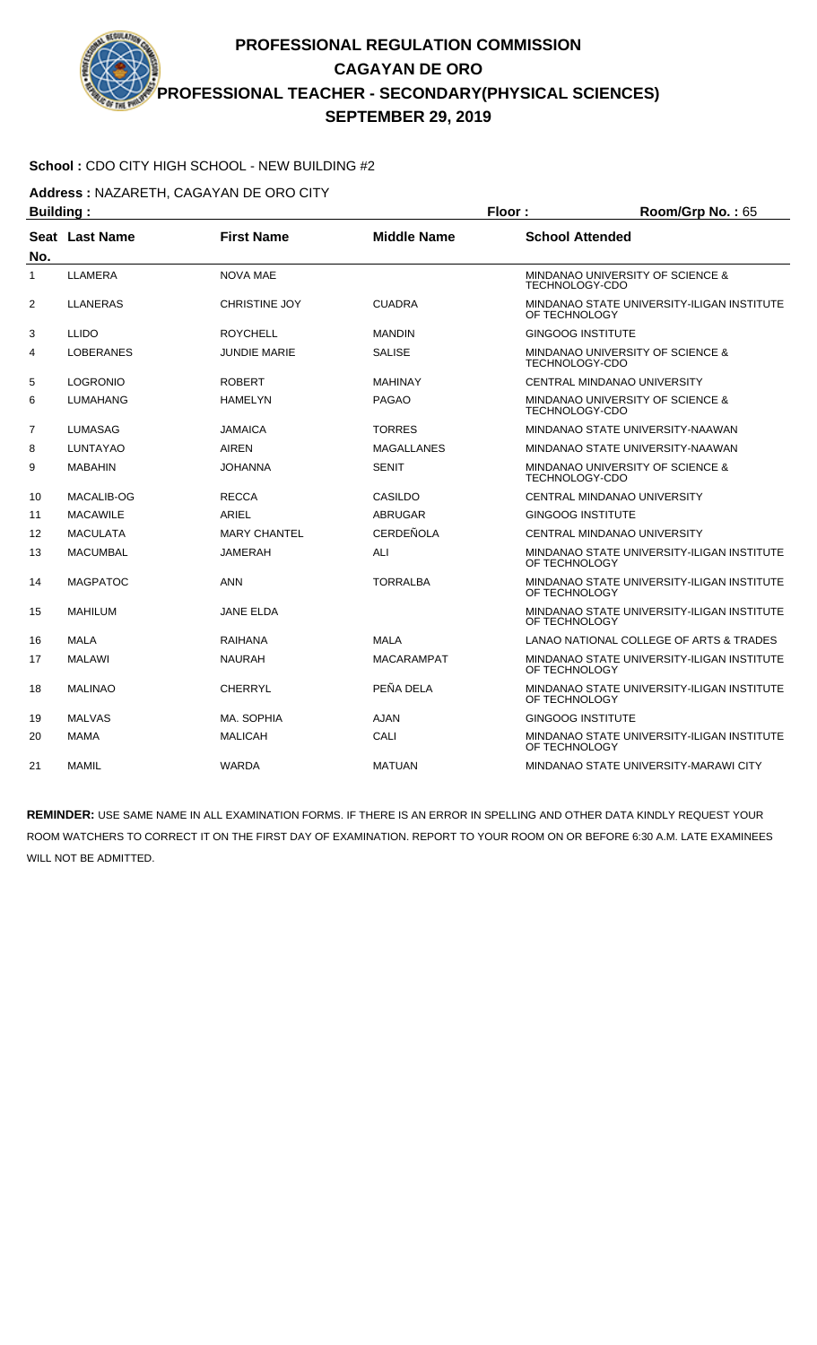# PROFESSIONAL REGULATION COMMISSION
## CAGAYAN DE ORO
## PROFESSIONAL TEACHER - SECONDARY(PHYSICAL SCIENCES)
## SEPTEMBER 29, 2019

**School :** CDO CITY HIGH SCHOOL - NEW BUILDING #2

**Address :** NAZARETH, CAGAYAN DE ORO CITY

**Building :** **Floor :** **Room/Grp No. :** 65

| Seat No. | Last Name | First Name | Middle Name | School Attended |
|---|---|---|---|---|
| 1 | LLAMERA | NOVA MAE | | MINDANAO UNIVERSITY OF SCIENCE & TECHNOLOGY-CDO |
| 2 | LLANERAS | CHRISTINE JOY | CUADRA | MINDANAO STATE UNIVERSITY-ILIGAN INSTITUTE OF TECHNOLOGY |
| 3 | LLIDO | ROYCHELL | MANDIN | GINGOOG INSTITUTE |
| 4 | LOBERANES | JUNDIE MARIE | SALISE | MINDANAO UNIVERSITY OF SCIENCE & TECHNOLOGY-CDO |
| 5 | LOGRONIO | ROBERT | MAHINAY | CENTRAL MINDANAO UNIVERSITY |
| 6 | LUMAHANG | HAMELYN | PAGAO | MINDANAO UNIVERSITY OF SCIENCE & TECHNOLOGY-CDO |
| 7 | LUMASAG | JAMAICA | TORRES | MINDANAO STATE UNIVERSITY-NAAWAN |
| 8 | LUNTAYAO | AIREN | MAGALLANES | MINDANAO STATE UNIVERSITY-NAAWAN |
| 9 | MABAHIN | JOHANNA | SENIT | MINDANAO UNIVERSITY OF SCIENCE & TECHNOLOGY-CDO |
| 10 | MACALIB-OG | RECCA | CASILDO | CENTRAL MINDANAO UNIVERSITY |
| 11 | MACAWILE | ARIEL | ABRUGAR | GINGOOG INSTITUTE |
| 12 | MACULATA | MARY CHANTEL | CERDEÑOLA | CENTRAL MINDANAO UNIVERSITY |
| 13 | MACUMBAL | JAMERAH | ALI | MINDANAO STATE UNIVERSITY-ILIGAN INSTITUTE OF TECHNOLOGY |
| 14 | MAGPATOC | ANN | TORRALBA | MINDANAO STATE UNIVERSITY-ILIGAN INSTITUTE OF TECHNOLOGY |
| 15 | MAHILUM | JANE ELDA | | MINDANAO STATE UNIVERSITY-ILIGAN INSTITUTE OF TECHNOLOGY |
| 16 | MALA | RAIHANA | MALA | LANAO NATIONAL COLLEGE OF ARTS & TRADES |
| 17 | MALAWI | NAURAH | MACARAMPAT | MINDANAO STATE UNIVERSITY-ILIGAN INSTITUTE OF TECHNOLOGY |
| 18 | MALINAO | CHERRYL | PEÑA DELA | MINDANAO STATE UNIVERSITY-ILIGAN INSTITUTE OF TECHNOLOGY |
| 19 | MALVAS | MA. SOPHIA | AJAN | GINGOOG INSTITUTE |
| 20 | MAMA | MALICAH | CALI | MINDANAO STATE UNIVERSITY-ILIGAN INSTITUTE OF TECHNOLOGY |
| 21 | MAMIL | WARDA | MATUAN | MINDANAO STATE UNIVERSITY-MARAWI CITY |

**REMINDER:** USE SAME NAME IN ALL EXAMINATION FORMS. IF THERE IS AN ERROR IN SPELLING AND OTHER DATA KINDLY REQUEST YOUR ROOM WATCHERS TO CORRECT IT ON THE FIRST DAY OF EXAMINATION. REPORT TO YOUR ROOM ON OR BEFORE 6:30 A.M. LATE EXAMINEES WILL NOT BE ADMITTED.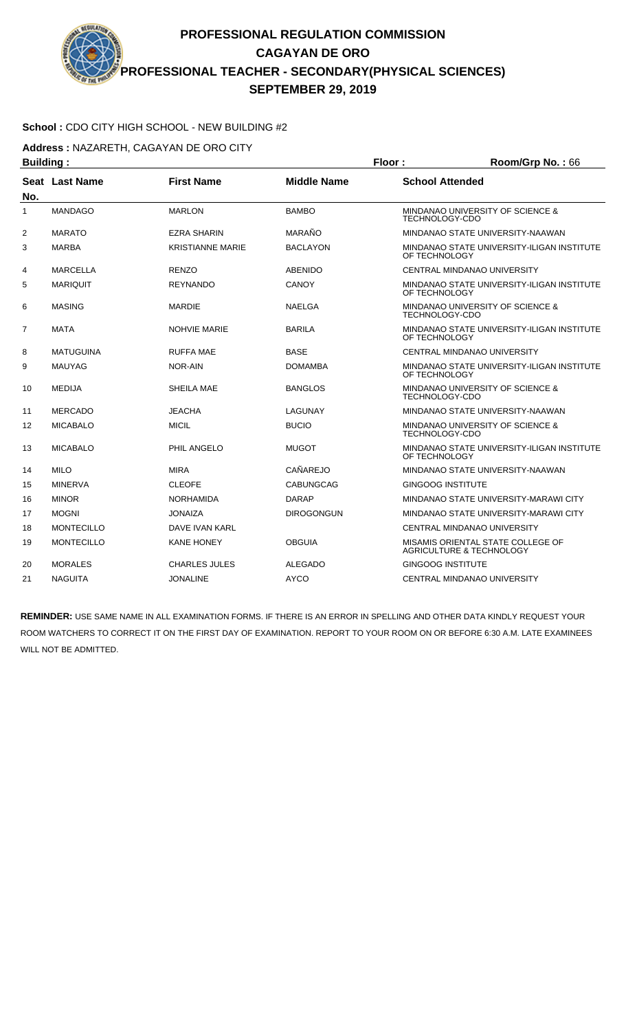# PROFESSIONAL REGULATION COMMISSION
## CAGAYAN DE ORO
## PROFESSIONAL TEACHER - SECONDARY(PHYSICAL SCIENCES)
## SEPTEMBER 29, 2019

**School :** CDO CITY HIGH SCHOOL - NEW BUILDING #2

**Address :** NAZARETH, CAGAYAN DE ORO CITY

**Building :** **Floor :** **Room/Grp No. :** 66

| Seat No. | Last Name | First Name | Middle Name | School Attended |
|---|---|---|---|---|
| 1 | MANDAGO | MARLON | BAMBO | MINDANAO UNIVERSITY OF SCIENCE & TECHNOLOGY-CDO |
| 2 | MARATO | EZRA SHARIN | MARAÑO | MINDANAO STATE UNIVERSITY-NAAWAN |
| 3 | MARBA | KRISTIANNE MARIE | BACLAYON | MINDANAO STATE UNIVERSITY-ILIGAN INSTITUTE OF TECHNOLOGY |
| 4 | MARCELLA | RENZO | ABENIDO | CENTRAL MINDANAO UNIVERSITY |
| 5 | MARIQUIT | REYNANDO | CANOY | MINDANAO STATE UNIVERSITY-ILIGAN INSTITUTE OF TECHNOLOGY |
| 6 | MASING | MARDIE | NAELGA | MINDANAO UNIVERSITY OF SCIENCE & TECHNOLOGY-CDO |
| 7 | MATA | NOHVIE MARIE | BARILA | MINDANAO STATE UNIVERSITY-ILIGAN INSTITUTE OF TECHNOLOGY |
| 8 | MATUGUINA | RUFFA MAE | BASE | CENTRAL MINDANAO UNIVERSITY |
| 9 | MAUYAG | NOR-AIN | DOMAMBA | MINDANAO STATE UNIVERSITY-ILIGAN INSTITUTE OF TECHNOLOGY |
| 10 | MEDIJA | SHEILA MAE | BANGLOS | MINDANAO UNIVERSITY OF SCIENCE & TECHNOLOGY-CDO |
| 11 | MERCADO | JEACHA | LAGUNAY | MINDANAO STATE UNIVERSITY-NAAWAN |
| 12 | MICABALO | MICIL | BUCIO | MINDANAO UNIVERSITY OF SCIENCE & TECHNOLOGY-CDO |
| 13 | MICABALO | PHIL ANGELO | MUGOT | MINDANAO STATE UNIVERSITY-ILIGAN INSTITUTE OF TECHNOLOGY |
| 14 | MILO | MIRA | CAÑAREJO | MINDANAO STATE UNIVERSITY-NAAWAN |
| 15 | MINERVA | CLEOFE | CABUNGCAG | GINGOOG INSTITUTE |
| 16 | MINOR | NORHAMIDA | DARAP | MINDANAO STATE UNIVERSITY-MARAWI CITY |
| 17 | MOGNI | JONAIZA | DIROGONGUN | MINDANAO STATE UNIVERSITY-MARAWI CITY |
| 18 | MONTECILLO | DAVE IVAN KARL | | CENTRAL MINDANAO UNIVERSITY |
| 19 | MONTECILLO | KANE HONEY | OBGUIA | MISAMIS ORIENTAL STATE COLLEGE OF AGRICULTURE & TECHNOLOGY |
| 20 | MORALES | CHARLES JULES | ALEGADO | GINGOOG INSTITUTE |
| 21 | NAGUITA | JONALINE | AYCO | CENTRAL MINDANAO UNIVERSITY |

**REMINDER:** USE SAME NAME IN ALL EXAMINATION FORMS. IF THERE IS AN ERROR IN SPELLING AND OTHER DATA KINDLY REQUEST YOUR ROOM WATCHERS TO CORRECT IT ON THE FIRST DAY OF EXAMINATION. REPORT TO YOUR ROOM ON OR BEFORE 6:30 A.M. LATE EXAMINEES WILL NOT BE ADMITTED.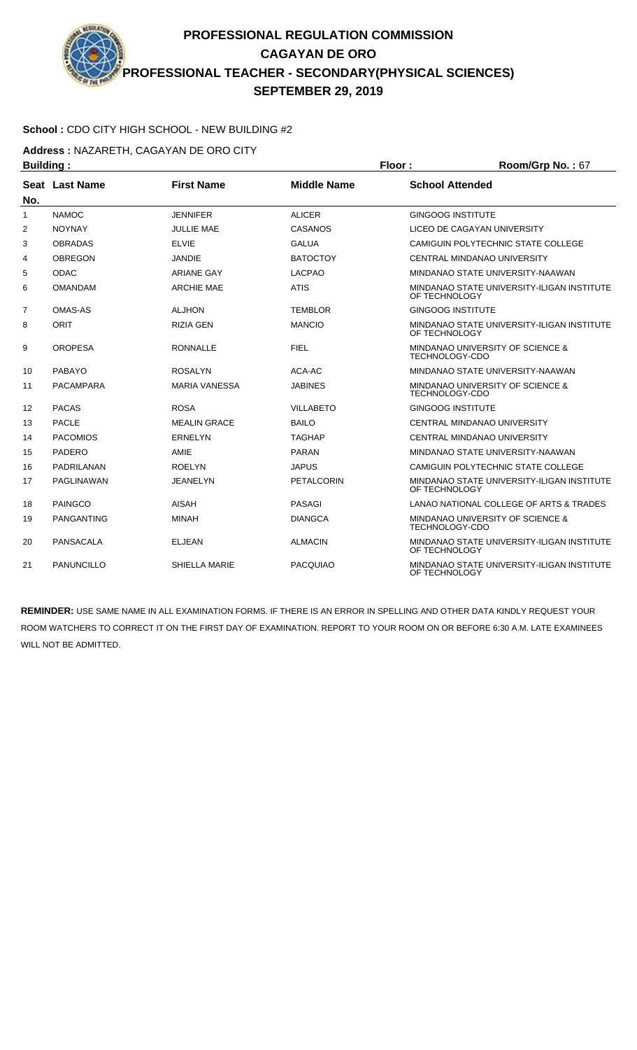# PROFESSIONAL REGULATION COMMISSION
## CAGAYAN DE ORO
## PROFESSIONAL TEACHER - SECONDARY(PHYSICAL SCIENCES)
## SEPTEMBER 29, 2019

**School :** CDO CITY HIGH SCHOOL - NEW BUILDING #2

**Address :** NAZARETH, CAGAYAN DE ORO CITY

**Building :** **Floor :** **Room/Grp No. :** 67

| Seat No. | Last Name | First Name | Middle Name | School Attended |
|---|---|---|---|---|
| 1 | NAMOC | JENNIFER | ALICER | GINGOOG INSTITUTE |
| 2 | NOYNAY | JULLIE MAE | CASANOS | LICEO DE CAGAYAN UNIVERSITY |
| 3 | OBRADAS | ELVIE | GALUA | CAMIGUIN POLYTECHNIC STATE COLLEGE |
| 4 | OBREGON | JANDIE | BATOCTOY | CENTRAL MINDANAO UNIVERSITY |
| 5 | ODAC | ARIANE GAY | LACPAO | MINDANAO STATE UNIVERSITY-NAAWAN |
| 6 | OMANDAM | ARCHIE MAE | ATIS | MINDANAO STATE UNIVERSITY-ILIGAN INSTITUTE OF TECHNOLOGY |
| 7 | OMAS-AS | ALJHON | TEMBLOR | GINGOOG INSTITUTE |
| 8 | ORIT | RIZIA GEN | MANCIO | MINDANAO STATE UNIVERSITY-ILIGAN INSTITUTE OF TECHNOLOGY |
| 9 | OROPESA | RONNALLE | FIEL | MINDANAO UNIVERSITY OF SCIENCE & TECHNOLOGY-CDO |
| 10 | PABAYO | ROSALYN | ACA-AC | MINDANAO STATE UNIVERSITY-NAAWAN |
| 11 | PACAMPARA | MARIA VANESSA | JABINES | MINDANAO UNIVERSITY OF SCIENCE & TECHNOLOGY-CDO |
| 12 | PACAS | ROSA | VILLABETO | GINGOOG INSTITUTE |
| 13 | PACLE | MEALIN GRACE | BAILO | CENTRAL MINDANAO UNIVERSITY |
| 14 | PACOMIOS | ERNELYN | TAGHAP | CENTRAL MINDANAO UNIVERSITY |
| 15 | PADERO | AMIE | PARAN | MINDANAO STATE UNIVERSITY-NAAWAN |
| 16 | PADRILANAN | ROELYN | JAPUS | CAMIGUIN POLYTECHNIC STATE COLLEGE |
| 17 | PAGLINAWAN | JEANELYN | PETALCORIN | MINDANAO STATE UNIVERSITY-ILIGAN INSTITUTE OF TECHNOLOGY |
| 18 | PAINGCO | AISAH | PASAGI | LANAO NATIONAL COLLEGE OF ARTS & TRADES |
| 19 | PANGANTING | MINAH | DIANGCA | MINDANAO UNIVERSITY OF SCIENCE & TECHNOLOGY-CDO |
| 20 | PANSACALA | ELJEAN | ALMACIN | MINDANAO STATE UNIVERSITY-ILIGAN INSTITUTE OF TECHNOLOGY |
| 21 | PANUNCILLO | SHIELLA MARIE | PACQUIAO | MINDANAO STATE UNIVERSITY-ILIGAN INSTITUTE OF TECHNOLOGY |

**REMINDER:** USE SAME NAME IN ALL EXAMINATION FORMS. IF THERE IS AN ERROR IN SPELLING AND OTHER DATA KINDLY REQUEST YOUR ROOM WATCHERS TO CORRECT IT ON THE FIRST DAY OF EXAMINATION. REPORT TO YOUR ROOM ON OR BEFORE 6:30 A.M. LATE EXAMINEES WILL NOT BE ADMITTED.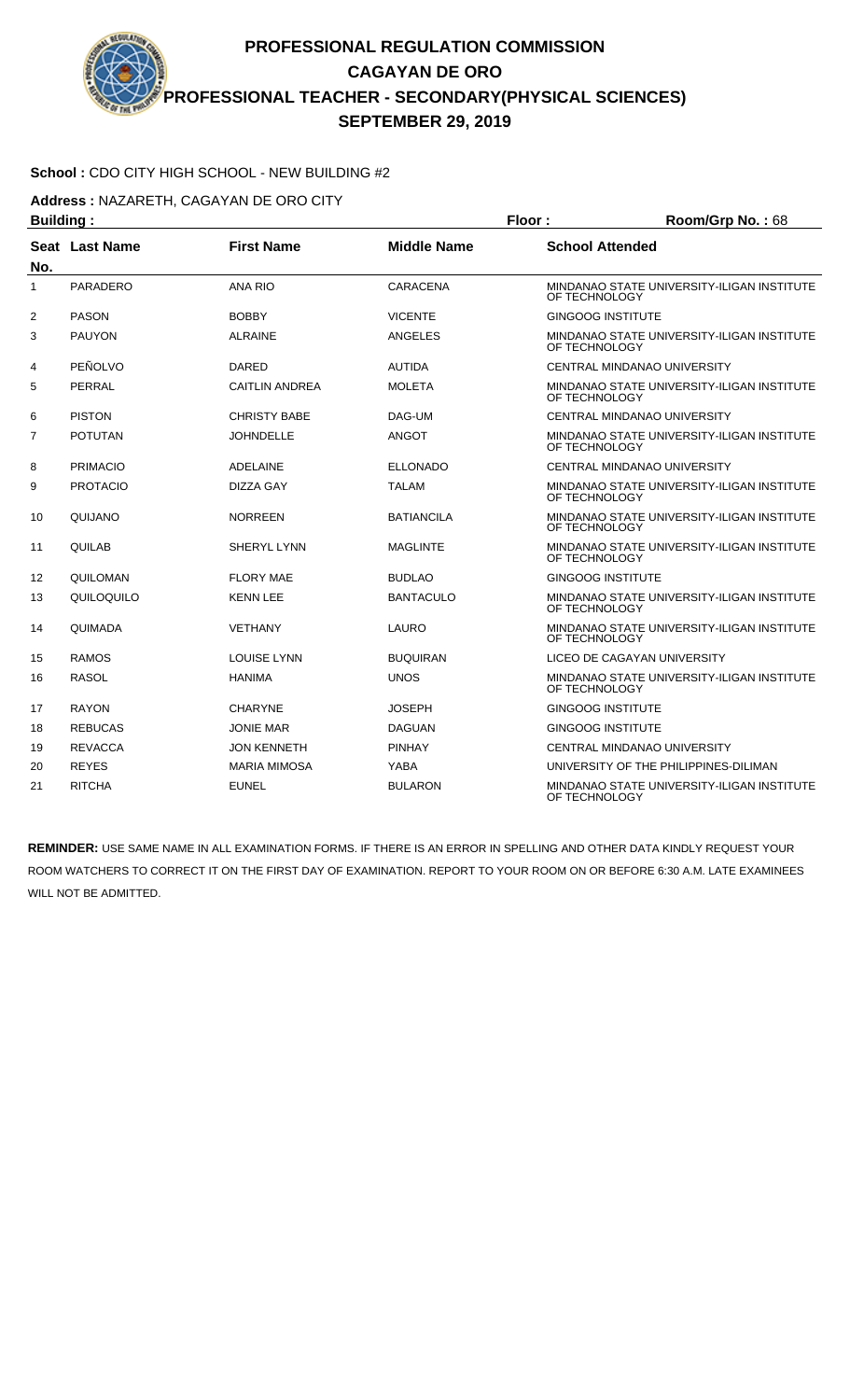# PROFESSIONAL REGULATION COMMISSION
## CAGAYAN DE ORO
## PROFESSIONAL TEACHER - SECONDARY(PHYSICAL SCIENCES)
## SEPTEMBER 29, 2019

**School :** CDO CITY HIGH SCHOOL - NEW BUILDING #2

**Address :** NAZARETH, CAGAYAN DE ORO CITY

**Building :** **Floor :** **Room/Grp No. :** 68

| Seat No. | Last Name | First Name | Middle Name | School Attended |
|---|---|---|---|---|
| 1 | PARADERO | ANA RIO | CARACENA | MINDANAO STATE UNIVERSITY-ILIGAN INSTITUTE OF TECHNOLOGY |
| 2 | PASON | BOBBY | VICENTE | GINGOOG INSTITUTE |
| 3 | PAUYON | ALRAINE | ANGELES | MINDANAO STATE UNIVERSITY-ILIGAN INSTITUTE OF TECHNOLOGY |
| 4 | PEÑOLVO | DARED | AUTIDA | CENTRAL MINDANAO UNIVERSITY |
| 5 | PERRAL | CAITLIN ANDREA | MOLETA | MINDANAO STATE UNIVERSITY-ILIGAN INSTITUTE OF TECHNOLOGY |
| 6 | PISTON | CHRISTY BABE | DAG-UM | CENTRAL MINDANAO UNIVERSITY |
| 7 | POTUTAN | JOHNDELLE | ANGOT | MINDANAO STATE UNIVERSITY-ILIGAN INSTITUTE OF TECHNOLOGY |
| 8 | PRIMACIO | ADELAINE | ELLONADO | CENTRAL MINDANAO UNIVERSITY |
| 9 | PROTACIO | DIZZA GAY | TALAM | MINDANAO STATE UNIVERSITY-ILIGAN INSTITUTE OF TECHNOLOGY |
| 10 | QUIJANO | NORREEN | BATIANCILA | MINDANAO STATE UNIVERSITY-ILIGAN INSTITUTE OF TECHNOLOGY |
| 11 | QUILAB | SHERYL LYNN | MAGLINTE | MINDANAO STATE UNIVERSITY-ILIGAN INSTITUTE OF TECHNOLOGY |
| 12 | QUILOMAN | FLORY MAE | BUDLAO | GINGOOG INSTITUTE |
| 13 | QUILOQUILO | KENN LEE | BANTACULO | MINDANAO STATE UNIVERSITY-ILIGAN INSTITUTE OF TECHNOLOGY |
| 14 | QUIMADA | VETHANY | LAURO | MINDANAO STATE UNIVERSITY-ILIGAN INSTITUTE OF TECHNOLOGY |
| 15 | RAMOS | LOUISE LYNN | BUQUIRAN | LICEO DE CAGAYAN UNIVERSITY |
| 16 | RASOL | HANIMA | UNOS | MINDANAO STATE UNIVERSITY-ILIGAN INSTITUTE OF TECHNOLOGY |
| 17 | RAYON | CHARYNE | JOSEPH | GINGOOG INSTITUTE |
| 18 | REBUCAS | JONIE MAR | DAGUAN | GINGOOG INSTITUTE |
| 19 | REVACCA | JON KENNETH | PINHAY | CENTRAL MINDANAO UNIVERSITY |
| 20 | REYES | MARIA MIMOSA | YABA | UNIVERSITY OF THE PHILIPPINES-DILIMAN |
| 21 | RITCHA | EUNEL | BULARON | MINDANAO STATE UNIVERSITY-ILIGAN INSTITUTE OF TECHNOLOGY |

**REMINDER:** USE SAME NAME IN ALL EXAMINATION FORMS. IF THERE IS AN ERROR IN SPELLING AND OTHER DATA KINDLY REQUEST YOUR ROOM WATCHERS TO CORRECT IT ON THE FIRST DAY OF EXAMINATION. REPORT TO YOUR ROOM ON OR BEFORE 6:30 A.M. LATE EXAMINEES WILL NOT BE ADMITTED.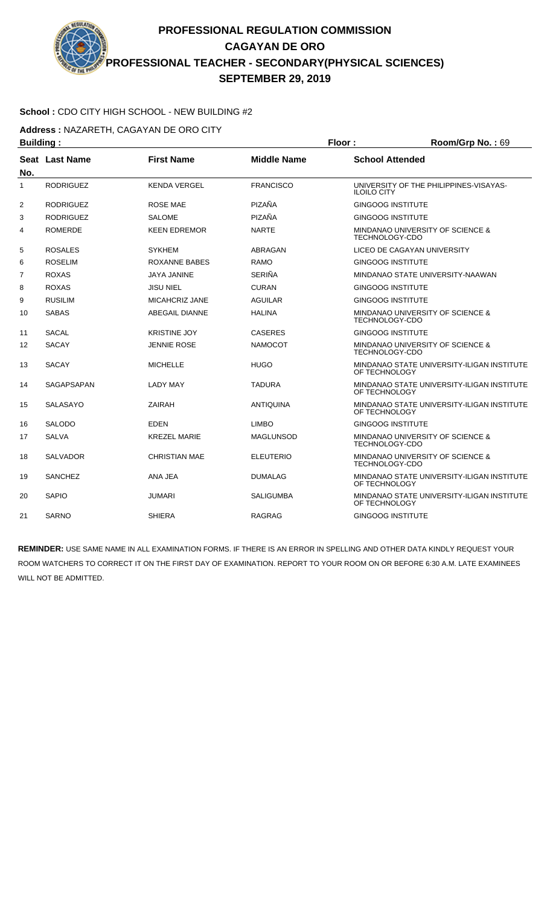# PROFESSIONAL REGULATION COMMISSION
## CAGAYAN DE ORO
## PROFESSIONAL TEACHER - SECONDARY(PHYSICAL SCIENCES)
## SEPTEMBER 29, 2019

**School :** CDO CITY HIGH SCHOOL - NEW BUILDING #2

**Address :** NAZARETH, CAGAYAN DE ORO CITY

**Building :** | **Floor :** | **Room/Grp No. :** 69

| Seat No. | Last Name | First Name | Middle Name | School Attended |
|---|---|---|---|---|
| 1 | RODRIGUEZ | KENDA VERGEL | FRANCISCO | UNIVERSITY OF THE PHILIPPINES-VISAYAS-ILOILO CITY |
| 2 | RODRIGUEZ | ROSE MAE | PIZAÑA | GINGOOG INSTITUTE |
| 3 | RODRIGUEZ | SALOME | PIZAÑA | GINGOOG INSTITUTE |
| 4 | ROMERDE | KEEN EDREMOR | NARTE | MINDANAO UNIVERSITY OF SCIENCE & TECHNOLOGY-CDO |
| 5 | ROSALES | SYKHEM | ABRAGAN | LICEO DE CAGAYAN UNIVERSITY |
| 6 | ROSELIM | ROXANNE BABES | RAMO | GINGOOG INSTITUTE |
| 7 | ROXAS | JAYA JANINE | SERIÑA | MINDANAO STATE UNIVERSITY-NAAWAN |
| 8 | ROXAS | JISU NIEL | CURAN | GINGOOG INSTITUTE |
| 9 | RUSILIM | MICAHCRIZ JANE | AGUILAR | GINGOOG INSTITUTE |
| 10 | SABAS | ABEGAIL DIANNE | HALINA | MINDANAO UNIVERSITY OF SCIENCE & TECHNOLOGY-CDO |
| 11 | SACAL | KRISTINE JOY | CASERES | GINGOOG INSTITUTE |
| 12 | SACAY | JENNIE ROSE | NAMOCOT | MINDANAO UNIVERSITY OF SCIENCE & TECHNOLOGY-CDO |
| 13 | SACAY | MICHELLE | HUGO | MINDANAO STATE UNIVERSITY-ILIGAN INSTITUTE OF TECHNOLOGY |
| 14 | SAGAPSAPAN | LADY MAY | TADURA | MINDANAO STATE UNIVERSITY-ILIGAN INSTITUTE OF TECHNOLOGY |
| 15 | SALASAYO | ZAIRAH | ANTIQUINA | MINDANAO STATE UNIVERSITY-ILIGAN INSTITUTE OF TECHNOLOGY |
| 16 | SALODO | EDEN | LIMBO | GINGOOG INSTITUTE |
| 17 | SALVA | KREZEL MARIE | MAGLUNSOD | MINDANAO UNIVERSITY OF SCIENCE & TECHNOLOGY-CDO |
| 18 | SALVADOR | CHRISTIAN MAE | ELEUTERIO | MINDANAO UNIVERSITY OF SCIENCE & TECHNOLOGY-CDO |
| 19 | SANCHEZ | ANA JEA | DUMALAG | MINDANAO STATE UNIVERSITY-ILIGAN INSTITUTE OF TECHNOLOGY |
| 20 | SAPIO | JUMARI | SALIGUMBA | MINDANAO STATE UNIVERSITY-ILIGAN INSTITUTE OF TECHNOLOGY |
| 21 | SARNO | SHIERA | RAGRAG | GINGOOG INSTITUTE |

**REMINDER:** USE SAME NAME IN ALL EXAMINATION FORMS. IF THERE IS AN ERROR IN SPELLING AND OTHER DATA KINDLY REQUEST YOUR ROOM WATCHERS TO CORRECT IT ON THE FIRST DAY OF EXAMINATION. REPORT TO YOUR ROOM ON OR BEFORE 6:30 A.M. LATE EXAMINEES WILL NOT BE ADMITTED.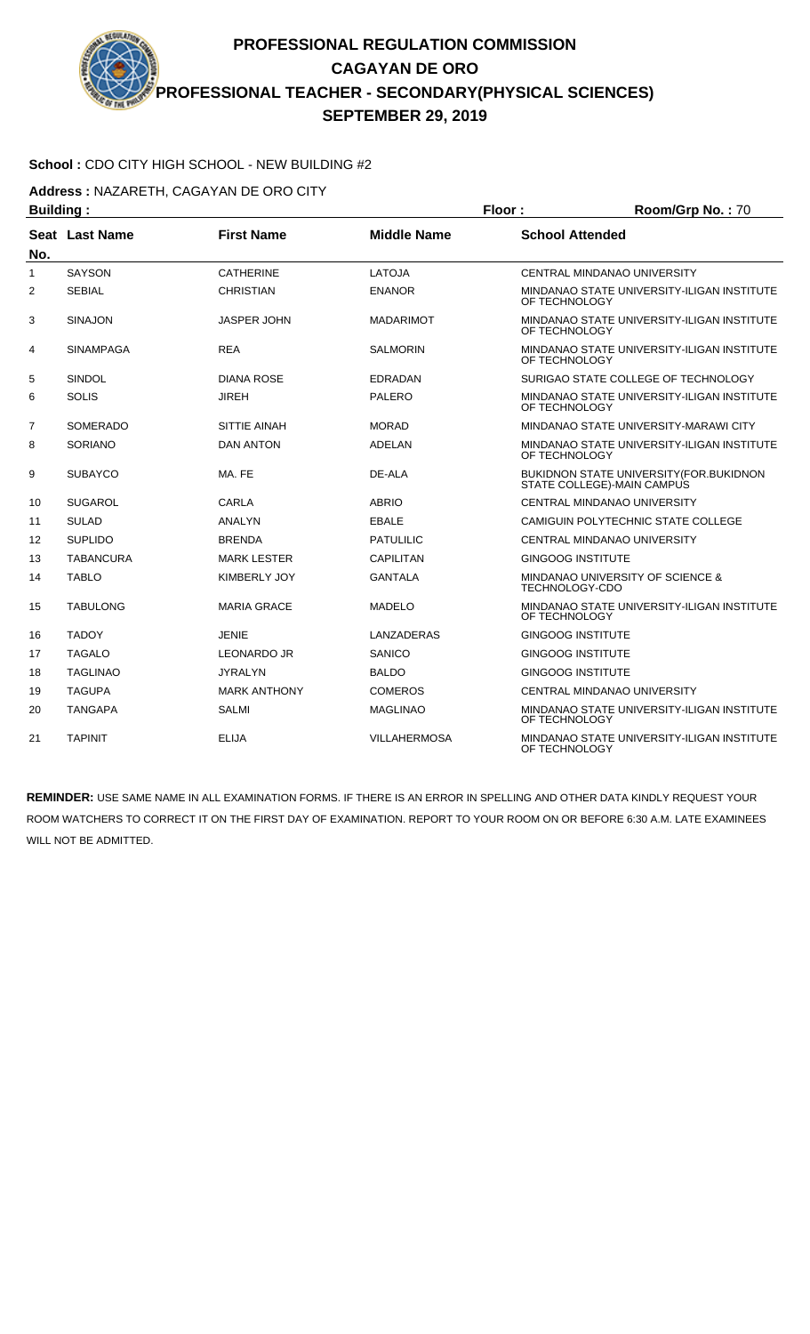# PROFESSIONAL REGULATION COMMISSION
## CAGAYAN DE ORO
## PROFESSIONAL TEACHER - SECONDARY(PHYSICAL SCIENCES)
## SEPTEMBER 29, 2019

**School :** CDO CITY HIGH SCHOOL - NEW BUILDING #2

**Address :** NAZARETH, CAGAYAN DE ORO CITY

**Building :** **Floor :** **Room/Grp No. :** 70

| Seat No. | Last Name | First Name | Middle Name | School Attended |
|---|---|---|---|---|
| 1 | SAYSON | CATHERINE | LATOJA | CENTRAL MINDANAO UNIVERSITY |
| 2 | SEBIAL | CHRISTIAN | ENANOR | MINDANAO STATE UNIVERSITY-ILIGAN INSTITUTE OF TECHNOLOGY |
| 3 | SINAJON | JASPER JOHN | MADARIMOT | MINDANAO STATE UNIVERSITY-ILIGAN INSTITUTE OF TECHNOLOGY |
| 4 | SINAMPAGA | REA | SALMORIN | MINDANAO STATE UNIVERSITY-ILIGAN INSTITUTE OF TECHNOLOGY |
| 5 | SINDOL | DIANA ROSE | EDRADAN | SURIGAO STATE COLLEGE OF TECHNOLOGY |
| 6 | SOLIS | JIREH | PALERO | MINDANAO STATE UNIVERSITY-ILIGAN INSTITUTE OF TECHNOLOGY |
| 7 | SOMERADO | SITTIE AINAH | MORAD | MINDANAO STATE UNIVERSITY-MARAWI CITY |
| 8 | SORIANO | DAN ANTON | ADELAN | MINDANAO STATE UNIVERSITY-ILIGAN INSTITUTE OF TECHNOLOGY |
| 9 | SUBAYCO | MA. FE | DE-ALA | BUKIDNON STATE UNIVERSITY(FOR.BUKIDNON STATE COLLEGE)-MAIN CAMPUS |
| 10 | SUGAROL | CARLA | ABRIO | CENTRAL MINDANAO UNIVERSITY |
| 11 | SULAD | ANALYN | EBALE | CAMIGUIN POLYTECHNIC STATE COLLEGE |
| 12 | SUPLIDO | BRENDA | PATULILIC | CENTRAL MINDANAO UNIVERSITY |
| 13 | TABANCURA | MARK LESTER | CAPILITAN | GINGOOG INSTITUTE |
| 14 | TABLO | KIMBERLY JOY | GANTALA | MINDANAO UNIVERSITY OF SCIENCE & TECHNOLOGY-CDO |
| 15 | TABULONG | MARIA GRACE | MADELO | MINDANAO STATE UNIVERSITY-ILIGAN INSTITUTE OF TECHNOLOGY |
| 16 | TADOY | JENIE | LANZADERAS | GINGOOG INSTITUTE |
| 17 | TAGALO | LEONARDO JR | SANICO | GINGOOG INSTITUTE |
| 18 | TAGLINAO | JYRALYN | BALDO | GINGOOG INSTITUTE |
| 19 | TAGUPA | MARK ANTHONY | COMEROS | CENTRAL MINDANAO UNIVERSITY |
| 20 | TANGAPA | SALMI | MAGLINAO | MINDANAO STATE UNIVERSITY-ILIGAN INSTITUTE OF TECHNOLOGY |
| 21 | TAPINIT | ELIJA | VILLAHERMOSA | MINDANAO STATE UNIVERSITY-ILIGAN INSTITUTE OF TECHNOLOGY |

**REMINDER:** USE SAME NAME IN ALL EXAMINATION FORMS. IF THERE IS AN ERROR IN SPELLING AND OTHER DATA KINDLY REQUEST YOUR ROOM WATCHERS TO CORRECT IT ON THE FIRST DAY OF EXAMINATION. REPORT TO YOUR ROOM ON OR BEFORE 6:30 A.M. LATE EXAMINEES WILL NOT BE ADMITTED.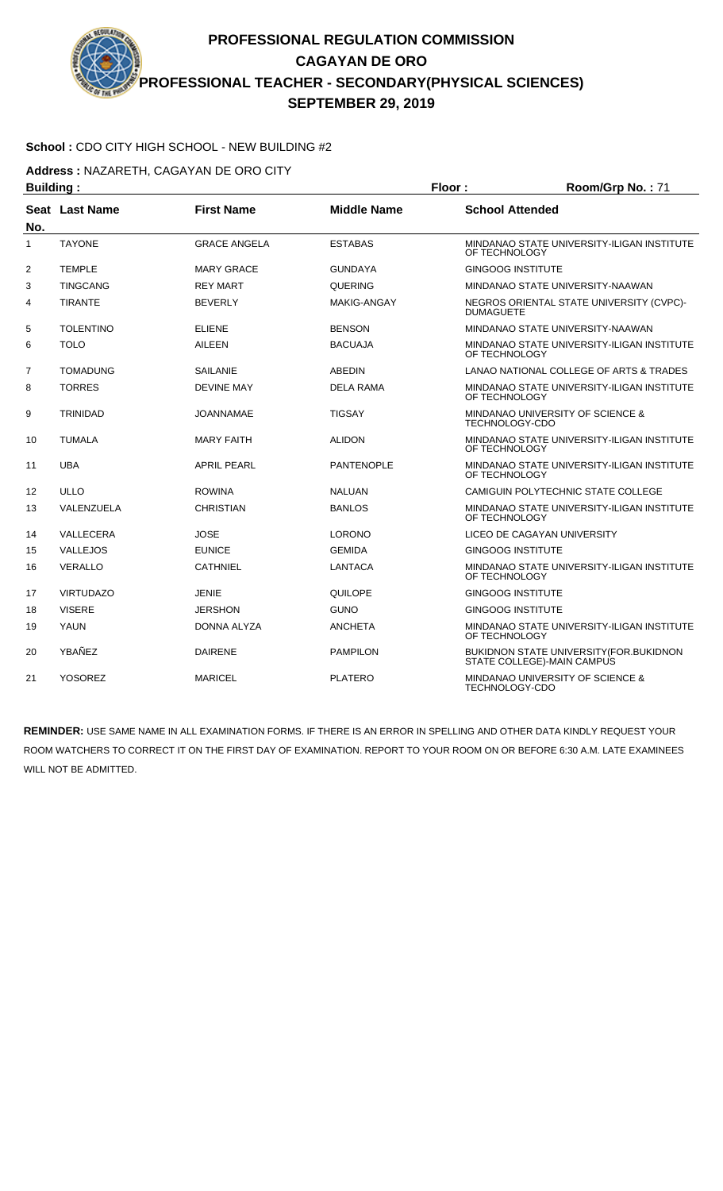# PROFESSIONAL REGULATION COMMISSION
## CAGAYAN DE ORO
## PROFESSIONAL TEACHER - SECONDARY(PHYSICAL SCIENCES)
## SEPTEMBER 29, 2019

**School :** CDO CITY HIGH SCHOOL - NEW BUILDING #2

**Address :** NAZARETH, CAGAYAN DE ORO CITY

**Building :** **Floor :** **Room/Grp No. :** 71

| Seat No. | Last Name | First Name | Middle Name | School Attended |
|---|---|---|---|---|
| 1 | TAYONE | GRACE ANGELA | ESTABAS | MINDANAO STATE UNIVERSITY-ILIGAN INSTITUTE OF TECHNOLOGY |
| 2 | TEMPLE | MARY GRACE | GUNDAYA | GINGOOG INSTITUTE |
| 3 | TINGCANG | REY MART | QUERING | MINDANAO STATE UNIVERSITY-NAAWAN |
| 4 | TIRANTE | BEVERLY | MAKIG-ANGAY | NEGROS ORIENTAL STATE UNIVERSITY (CVPC)-DUMAGUETE |
| 5 | TOLENTINO | ELIENE | BENSON | MINDANAO STATE UNIVERSITY-NAAWAN |
| 6 | TOLO | AILEEN | BACUAJA | MINDANAO STATE UNIVERSITY-ILIGAN INSTITUTE OF TECHNOLOGY |
| 7 | TOMADUNG | SAILANIE | ABEDIN | LANAO NATIONAL COLLEGE OF ARTS & TRADES |
| 8 | TORRES | DEVINE MAY | DELA RAMA | MINDANAO STATE UNIVERSITY-ILIGAN INSTITUTE OF TECHNOLOGY |
| 9 | TRINIDAD | JOANNAMAE | TIGSAY | MINDANAO UNIVERSITY OF SCIENCE & TECHNOLOGY-CDO |
| 10 | TUMALA | MARY FAITH | ALIDON | MINDANAO STATE UNIVERSITY-ILIGAN INSTITUTE OF TECHNOLOGY |
| 11 | UBA | APRIL PEARL | PANTENOPLE | MINDANAO STATE UNIVERSITY-ILIGAN INSTITUTE OF TECHNOLOGY |
| 12 | ULLO | ROWINA | NALUAN | CAMIGUIN POLYTECHNIC STATE COLLEGE |
| 13 | VALENZUELA | CHRISTIAN | BANLOS | MINDANAO STATE UNIVERSITY-ILIGAN INSTITUTE OF TECHNOLOGY |
| 14 | VALLECERA | JOSE | LORONO | LICEO DE CAGAYAN UNIVERSITY |
| 15 | VALLEJOS | EUNICE | GEMIDA | GINGOOG INSTITUTE |
| 16 | VERALLO | CATHNIEL | LANTACA | MINDANAO STATE UNIVERSITY-ILIGAN INSTITUTE OF TECHNOLOGY |
| 17 | VIRTUDAZO | JENIE | QUILOPE | GINGOOG INSTITUTE |
| 18 | VISERE | JERSHON | GUNO | GINGOOG INSTITUTE |
| 19 | YAUN | DONNA ALYZA | ANCHETA | MINDANAO STATE UNIVERSITY-ILIGAN INSTITUTE OF TECHNOLOGY |
| 20 | YBAÑEZ | DAIRENE | PAMPILON | BUKIDNON STATE UNIVERSITY(FOR.BUKIDNON STATE COLLEGE)-MAIN CAMPUS |
| 21 | YOSOREZ | MARICEL | PLATERO | MINDANAO UNIVERSITY OF SCIENCE & TECHNOLOGY-CDO |

**REMINDER:** USE SAME NAME IN ALL EXAMINATION FORMS. IF THERE IS AN ERROR IN SPELLING AND OTHER DATA KINDLY REQUEST YOUR ROOM WATCHERS TO CORRECT IT ON THE FIRST DAY OF EXAMINATION. REPORT TO YOUR ROOM ON OR BEFORE 6:30 A.M. LATE EXAMINEES WILL NOT BE ADMITTED.